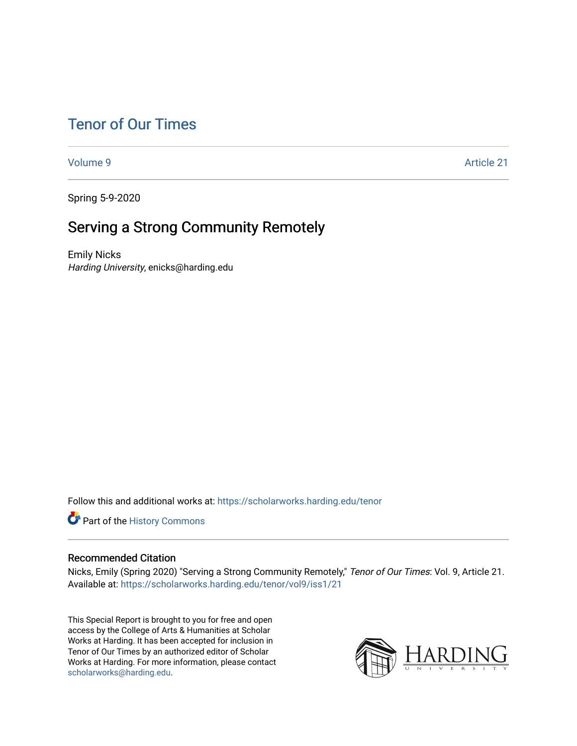# Tenor of Our Times

Volume 9 Article 21

Spring 5-9-2020

## Serving a Strong Community Remotely

Emily Nicks
*Harding University*, enicks@harding.edu

Follow this and additional works at: https://scholarworks.harding.edu/tenor

Part of the History Commons

### Recommended Citation

Nicks, Emily (Spring 2020) "Serving a Strong Community Remotely," *Tenor of Our Times*: Vol. 9, Article 21. Available at: https://scholarworks.harding.edu/tenor/vol9/iss1/21

This Special Report is brought to you for free and open access by the College of Arts & Humanities at Scholar Works at Harding. It has been accepted for inclusion in Tenor of Our Times by an authorized editor of Scholar Works at Harding. For more information, please contact scholarworks@harding.edu.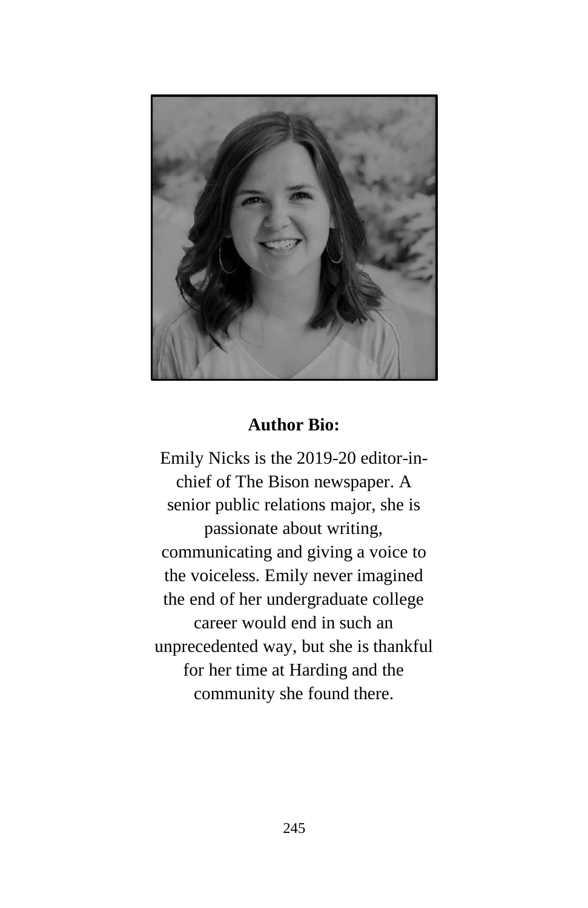**Author Bio:**

Emily Nicks is the 2019-20 editor-in-chief of The Bison newspaper. A senior public relations major, she is passionate about writing, communicating and giving a voice to the voiceless. Emily never imagined the end of her undergraduate college career would end in such an unprecedented way, but she is thankful for her time at Harding and the community she found there.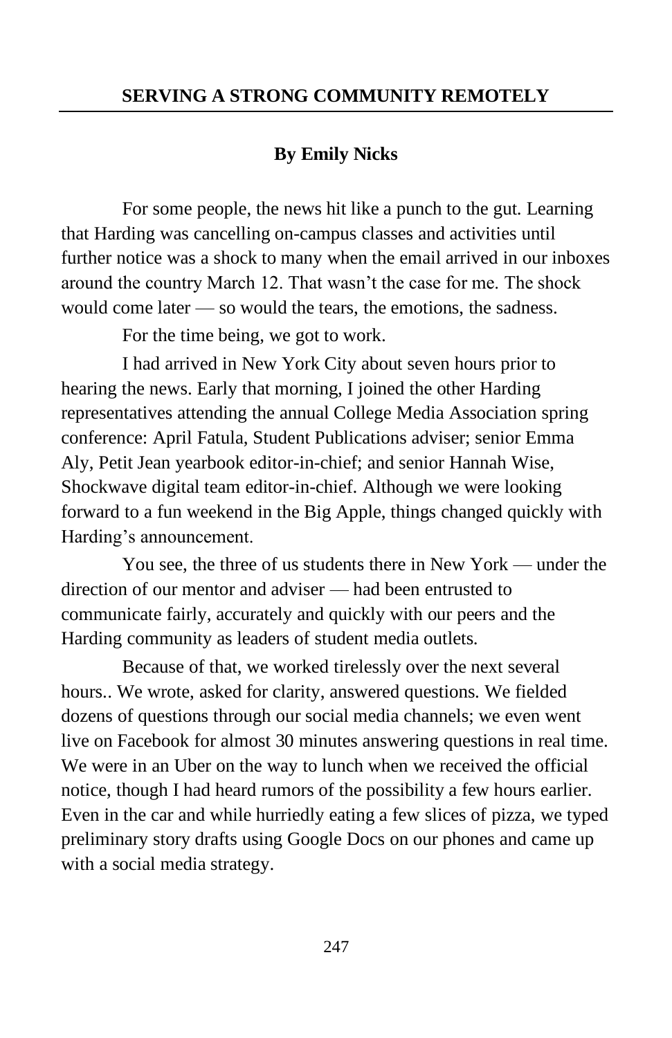## SERVING A STRONG COMMUNITY REMOTELY

**By Emily Nicks**

For some people, the news hit like a punch to the gut. Learning that Harding was cancelling on-campus classes and activities until further notice was a shock to many when the email arrived in our inboxes around the country March 12. That wasn't the case for me. The shock would come later — so would the tears, the emotions, the sadness.

For the time being, we got to work.

I had arrived in New York City about seven hours prior to hearing the news. Early that morning, I joined the other Harding representatives attending the annual College Media Association spring conference: April Fatula, Student Publications adviser; senior Emma Aly, Petit Jean yearbook editor-in-chief; and senior Hannah Wise, Shockwave digital team editor-in-chief. Although we were looking forward to a fun weekend in the Big Apple, things changed quickly with Harding's announcement.

You see, the three of us students there in New York — under the direction of our mentor and adviser — had been entrusted to communicate fairly, accurately and quickly with our peers and the Harding community as leaders of student media outlets.

Because of that, we worked tirelessly over the next several hours.. We wrote, asked for clarity, answered questions. We fielded dozens of questions through our social media channels; we even went live on Facebook for almost 30 minutes answering questions in real time. We were in an Uber on the way to lunch when we received the official notice, though I had heard rumors of the possibility a few hours earlier. Even in the car and while hurriedly eating a few slices of pizza, we typed preliminary story drafts using Google Docs on our phones and came up with a social media strategy.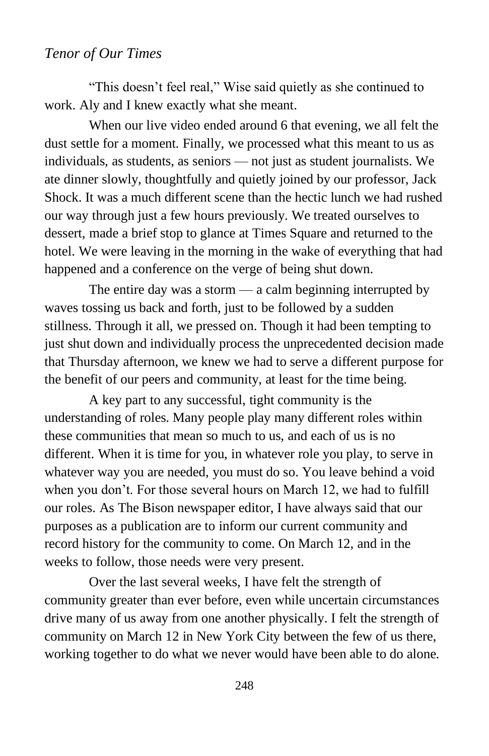"This doesn't feel real," Wise said quietly as she continued to work. Aly and I knew exactly what she meant.

When our live video ended around 6 that evening, we all felt the dust settle for a moment. Finally, we processed what this meant to us as individuals, as students, as seniors — not just as student journalists. We ate dinner slowly, thoughtfully and quietly joined by our professor, Jack Shock. It was a much different scene than the hectic lunch we had rushed our way through just a few hours previously. We treated ourselves to dessert, made a brief stop to glance at Times Square and returned to the hotel. We were leaving in the morning in the wake of everything that had happened and a conference on the verge of being shut down.

The entire day was a storm — a calm beginning interrupted by waves tossing us back and forth, just to be followed by a sudden stillness. Through it all, we pressed on. Though it had been tempting to just shut down and individually process the unprecedented decision made that Thursday afternoon, we knew we had to serve a different purpose for the benefit of our peers and community, at least for the time being.

A key part to any successful, tight community is the understanding of roles. Many people play many different roles within these communities that mean so much to us, and each of us is no different. When it is time for you, in whatever role you play, to serve in whatever way you are needed, you must do so. You leave behind a void when you don't. For those several hours on March 12, we had to fulfill our roles. As The Bison newspaper editor, I have always said that our purposes as a publication are to inform our current community and record history for the community to come. On March 12, and in the weeks to follow, those needs were very present.

Over the last several weeks, I have felt the strength of community greater than ever before, even while uncertain circumstances drive many of us away from one another physically. I felt the strength of community on March 12 in New York City between the few of us there, working together to do what we never would have been able to do alone.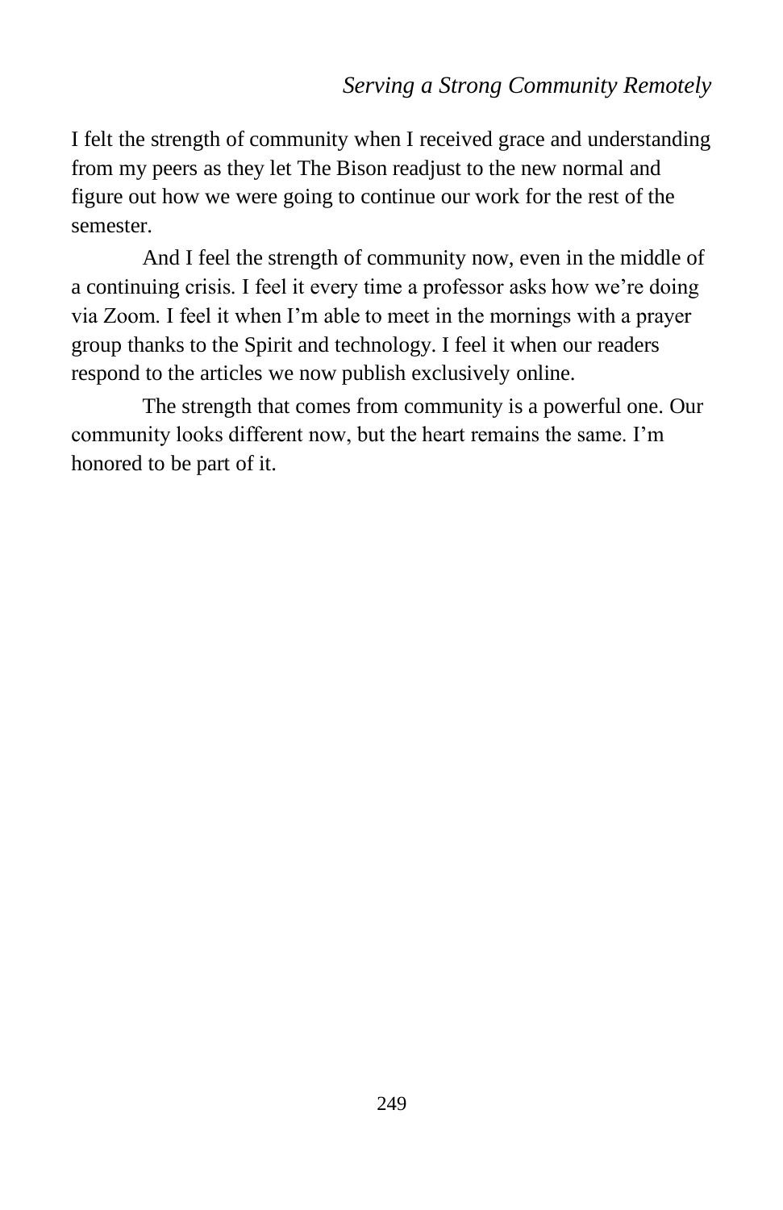I felt the strength of community when I received grace and understanding from my peers as they let The Bison readjust to the new normal and figure out how we were going to continue our work for the rest of the semester.

And I feel the strength of community now, even in the middle of a continuing crisis. I feel it every time a professor asks how we're doing via Zoom. I feel it when I'm able to meet in the mornings with a prayer group thanks to the Spirit and technology. I feel it when our readers respond to the articles we now publish exclusively online.

The strength that comes from community is a powerful one. Our community looks different now, but the heart remains the same. I'm honored to be part of it.